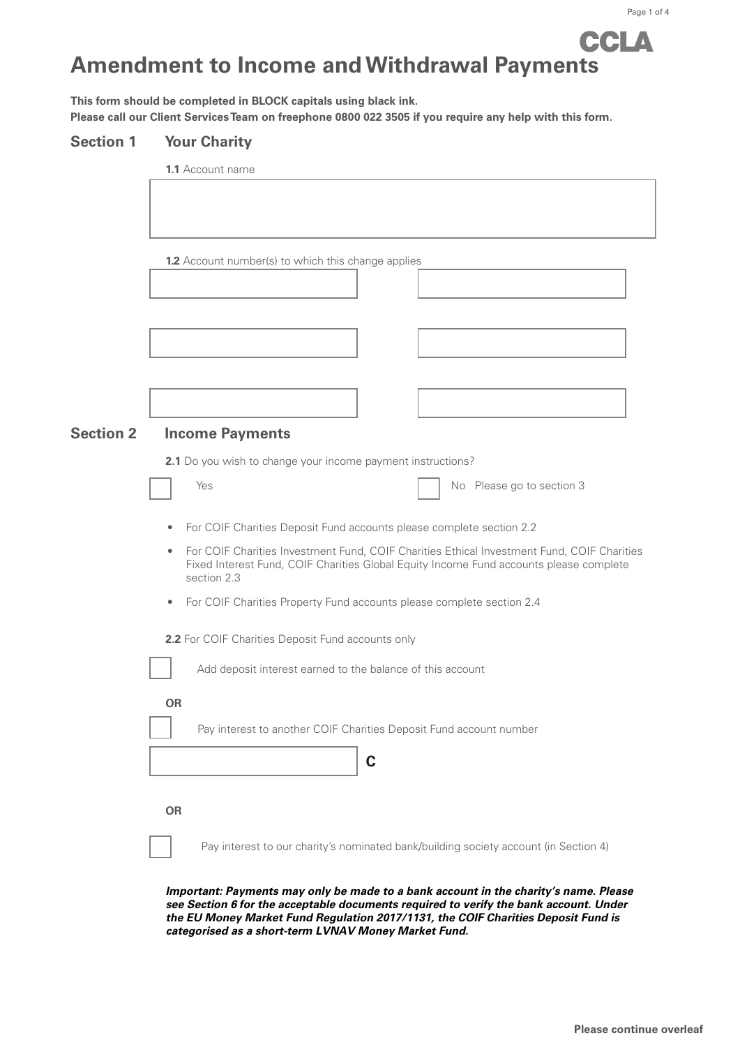CCLA

# Amendment to Income and Withdrawal Payments

**This form should be completed in BLOCK capitals using black ink.**
**Please call our Client Services Team on freephone 0800 022 3505 if you require any help with this form.**

## Section 1 Your Charity

**1.1** Account name

**1.2** Account number(s) to which this change applies

## Section 2 Income Payments

**2.1** Do you wish to change your income payment instructions?

☐ Yes ☐ No Please go to section 3

- For COIF Charities Deposit Fund accounts please complete section 2.2
- For COIF Charities Investment Fund, COIF Charities Ethical Investment Fund, COIF Charities Fixed Interest Fund, COIF Charities Global Equity Income Fund accounts please complete section 2.3
- For COIF Charities Property Fund accounts please complete section 2.4

**2.2** For COIF Charities Deposit Fund accounts only

☐ Add deposit interest earned to the balance of this account

**OR**

☐ Pay interest to another COIF Charities Deposit Fund account number

\_\_\_\_\_\_\_\_\_\_\_\_ **C**

**OR**

☐ Pay interest to our charity's nominated bank/building society account (in Section 4)

***Important: Payments may only be made to a bank account in the charity's name. Please see Section 6 for the acceptable documents required to verify the bank account. Under the EU Money Market Fund Regulation 2017/1131, the COIF Charities Deposit Fund is categorised as a short-term LVNAV Money Market Fund.***

**Please continue overleaf**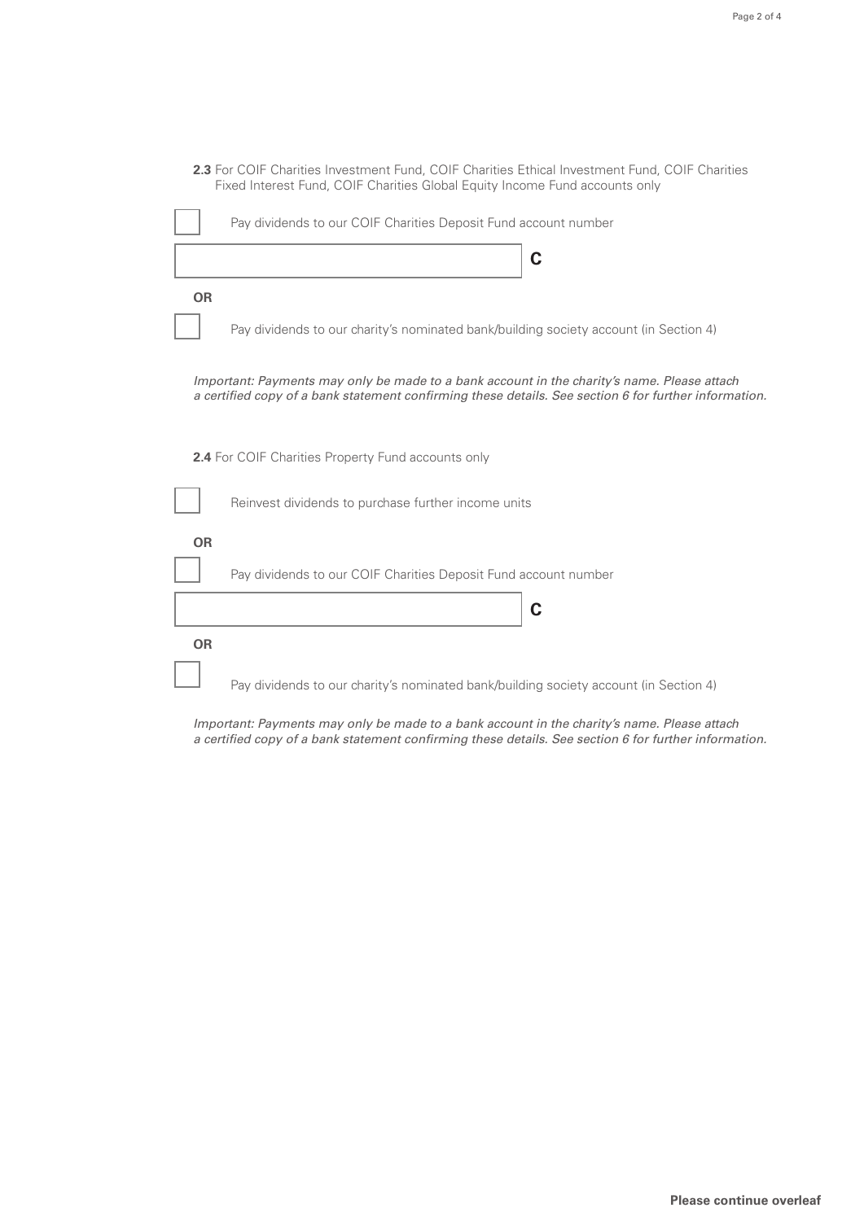**2.3** For COIF Charities Investment Fund, COIF Charities Ethical Investment Fund, COIF Charities Fixed Interest Fund, COIF Charities Global Equity Income Fund accounts only

☐ Pay dividends to our COIF Charities Deposit Fund account number

| | C |
|---|---|

**OR**

☐ Pay dividends to our charity's nominated bank/building society account (in Section 4)

*Important: Payments may only be made to a bank account in the charity's name. Please attach a certified copy of a bank statement confirming these details. See section 6 for further information.*

**2.4** For COIF Charities Property Fund accounts only

☐ Reinvest dividends to purchase further income units

**OR**

☐ Pay dividends to our COIF Charities Deposit Fund account number

| | C |
|---|---|

**OR**

☐ Pay dividends to our charity's nominated bank/building society account (in Section 4)

*Important: Payments may only be made to a bank account in the charity's name. Please attach a certified copy of a bank statement confirming these details. See section 6 for further information.*

**Please continue overleaf**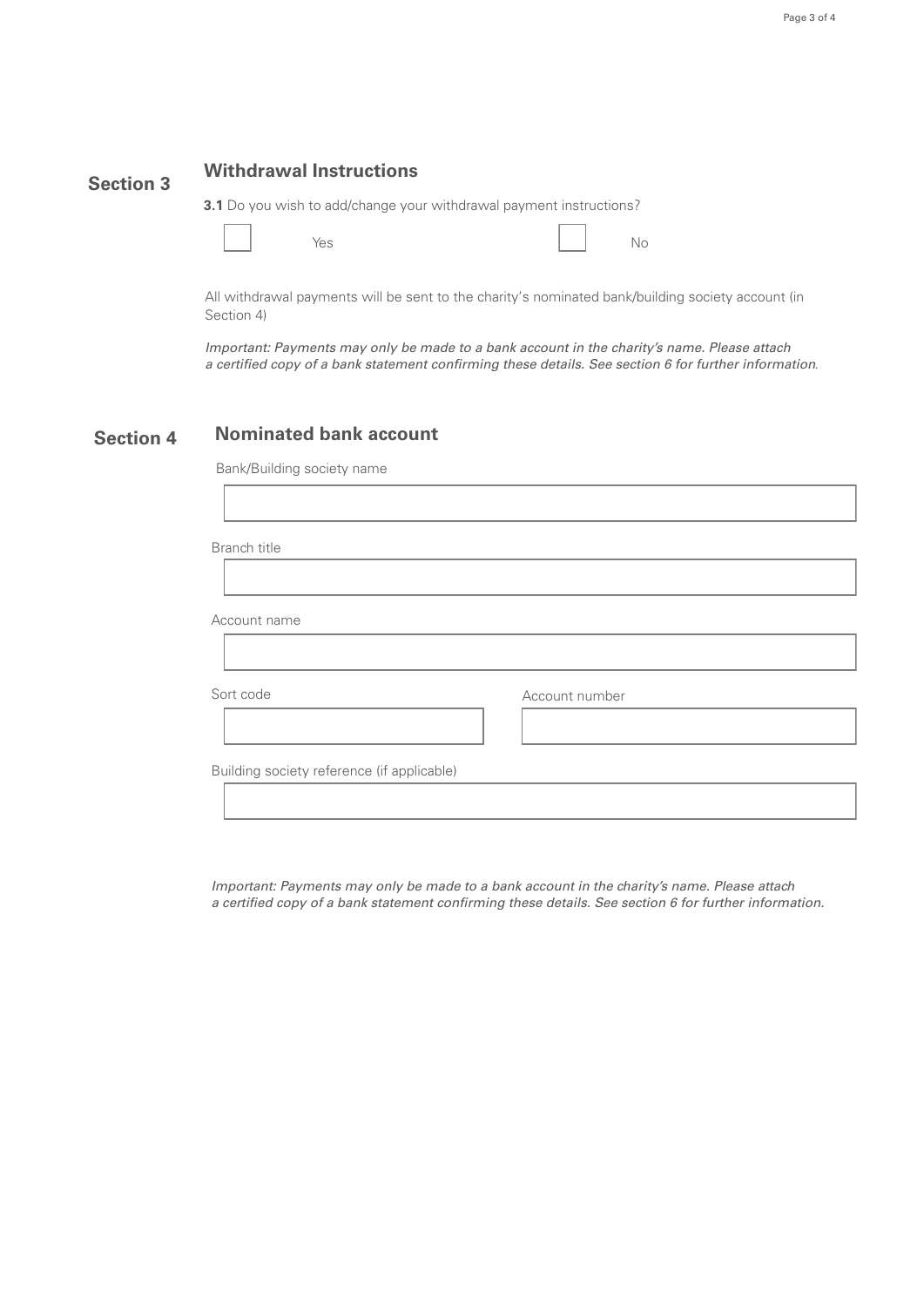## Section 3 Withdrawal Instructions

**3.1** Do you wish to add/change your withdrawal payment instructions?

☐ Yes ☐ No

All withdrawal payments will be sent to the charity's nominated bank/building society account (in Section 4)

*Important: Payments may only be made to a bank account in the charity's name. Please attach a certified copy of a bank statement confirming these details. See section 6 for further information.*

## Section 4 Nominated bank account

Bank/Building society name

Branch title

Account name

Sort code

Account number

Building society reference (if applicable)

*Important: Payments may only be made to a bank account in the charity's name. Please attach a certified copy of a bank statement confirming these details. See section 6 for further information.*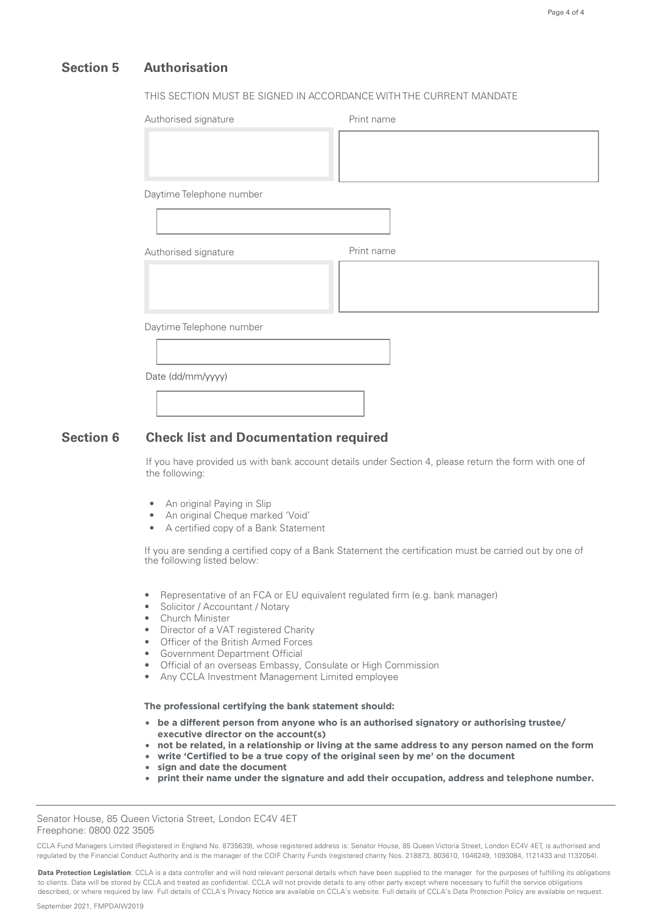## Section 5 Authorisation

THIS SECTION MUST BE SIGNED IN ACCORDANCE WITH THE CURRENT MANDATE

Authorised signature

Print name

Daytime Telephone number

Authorised signature

Print name

Daytime Telephone number

Date (dd/mm/yyyy)

## Section 6 Check list and Documentation required

If you have provided us with bank account details under Section 4, please return the form with one of the following:

- An original Paying in Slip
- An original Cheque marked 'Void'
- A certified copy of a Bank Statement

If you are sending a certified copy of a Bank Statement the certification must be carried out by one of the following listed below:

- Representative of an FCA or EU equivalent regulated firm (e.g. bank manager)
- Solicitor / Accountant / Notary
- Church Minister
- Director of a VAT registered Charity
- Officer of the British Armed Forces
- Government Department Official
- Official of an overseas Embassy, Consulate or High Commission
- Any CCLA Investment Management Limited employee

**The professional certifying the bank statement should:**

- **be a different person from anyone who is an authorised signatory or authorising trustee/ executive director on the account(s)**
- **not be related, in a relationship or living at the same address to any person named on the form**
- **write 'Certified to be a true copy of the original seen by me' on the document**
- **sign and date the document**
- **print their name under the signature and add their occupation, address and telephone number.**

---

Senator House, 85 Queen Victoria Street, London EC4V 4ET
Freephone: 0800 022 3505

CCLA Fund Managers Limited (Registered in England No. 8735639), whose registered address is: Senator House, 85 Queen Victoria Street, London EC4V 4ET, is authorised and regulated by the Financial Conduct Authority and is the manager of the COIF Charity Funds (registered charity Nos. 218873, 803610, 1046249, 1093084, 1121433 and 1132054).

**Data Protection Legislation**: CCLA is a data controller and will hold relevant personal details which have been supplied to the manager for the purposes of fulfilling its obligations to clients. Data will be stored by CCLA and treated as confidential. CCLA will not provide details to any other party except where necessary to fulfill the service obligations described, or where required by law. Full details of CCLA's Privacy Notice are available on CCLA's website. Full details of CCLA's Data Protection Policy are available on request.

September 2021, FMPDAIW2019